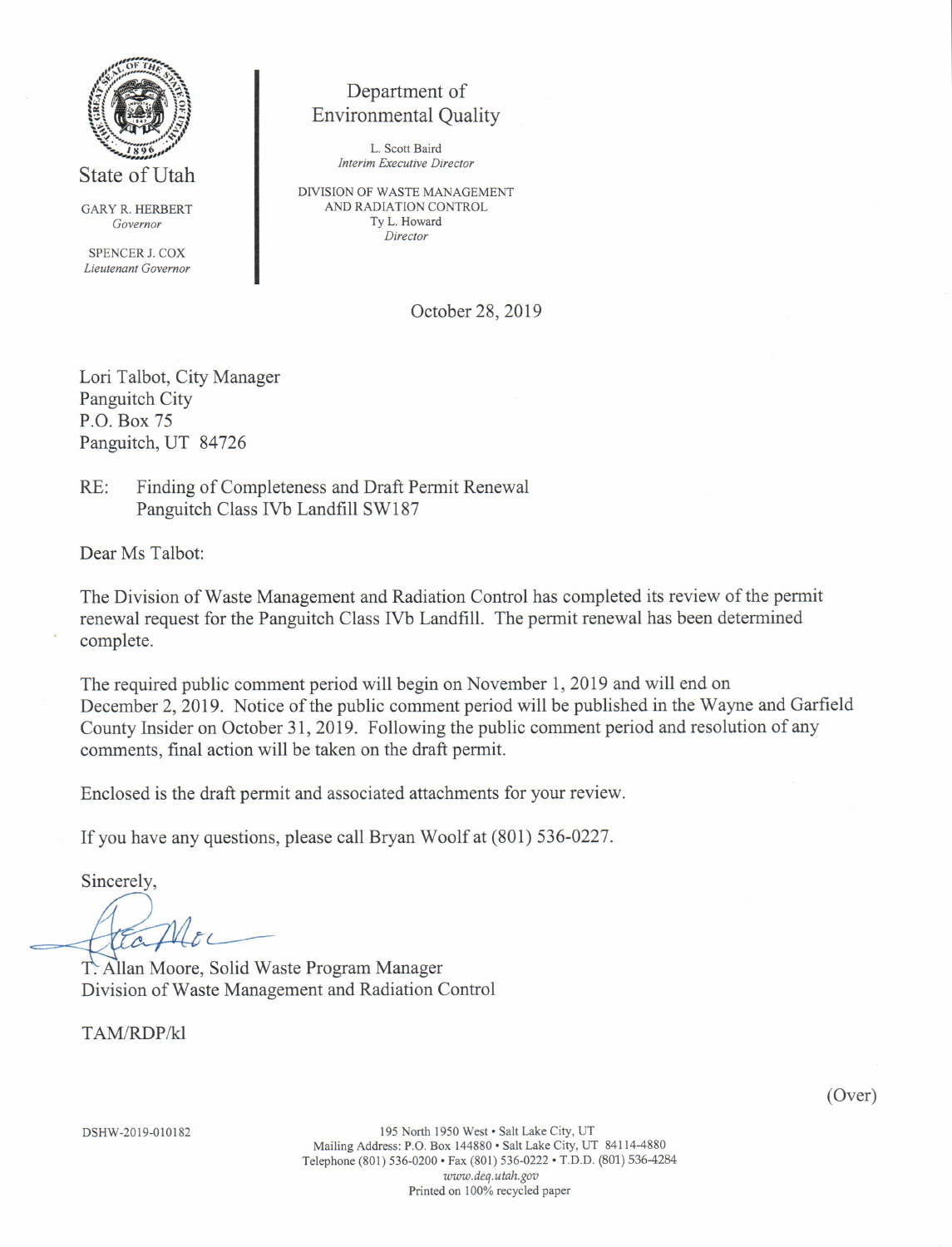State of Utah

GARY R. HERBERT
*Governor*

SPENCER J. COX
*Lieutenant Governor*

Department of Environmental Quality

L. Scott Baird
*Interim Executive Director*

DIVISION OF WASTE MANAGEMENT AND RADIATION CONTROL
Ty L. Howard
*Director*

October 28, 2019

Lori Talbot, City Manager
Panguitch City
P.O. Box 75
Panguitch, UT 84726

RE: Finding of Completeness and Draft Permit Renewal
Panguitch Class IVb Landfill SW187

Dear Ms Talbot:

The Division of Waste Management and Radiation Control has completed its review of the permit renewal request for the Panguitch Class IVb Landfill. The permit renewal has been determined complete.

The required public comment period will begin on November 1, 2019 and will end on December 2, 2019. Notice of the public comment period will be published in the Wayne and Garfield County Insider on October 31, 2019. Following the public comment period and resolution of any comments, final action will be taken on the draft permit.

Enclosed is the draft permit and associated attachments for your review.

If you have any questions, please call Bryan Woolf at (801) 536-0227.

Sincerely,

T. Allan Moore, Solid Waste Program Manager
Division of Waste Management and Radiation Control

TAM/RDP/kl

(Over)

DSHW-2019-010182

195 North 1950 West • Salt Lake City, UT
Mailing Address: P.O. Box 144880 • Salt Lake City, UT 84114-4880
Telephone (801) 536-0200 • Fax (801) 536-0222 • T.D.D. (801) 536-4284
*www.deq.utah.gov*
Printed on 100% recycled paper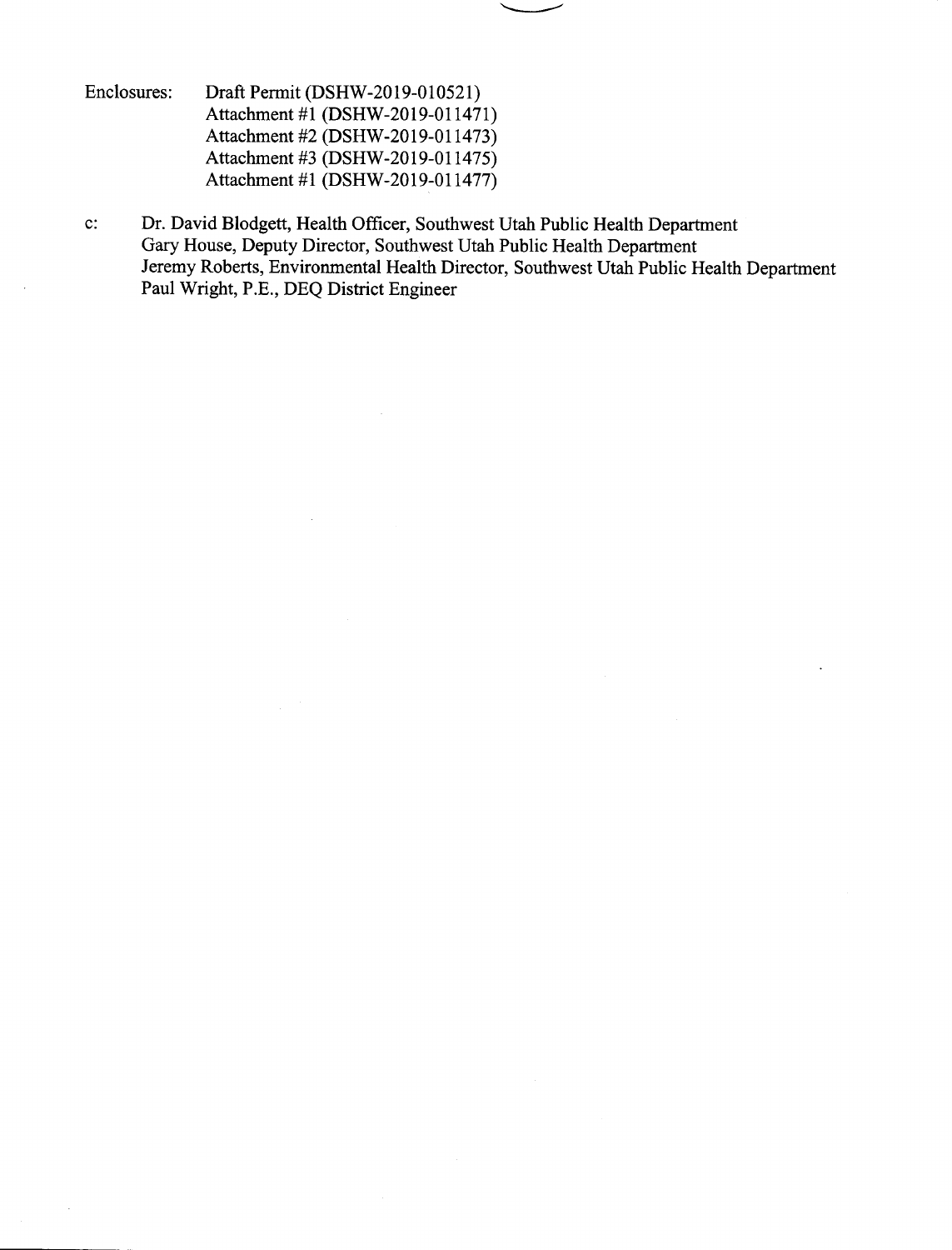Enclosures: Draft Permit (DSHW-2019-010521)
Attachment #1 (DSHW-2019-011471)
Attachment #2 (DSHW-2019-011473)
Attachment #3 (DSHW-2019-011475)
Attachment #1 (DSHW-2019-011477)

c: Dr. David Blodgett, Health Officer, Southwest Utah Public Health Department
Gary House, Deputy Director, Southwest Utah Public Health Department
Jeremy Roberts, Environmental Health Director, Southwest Utah Public Health Department
Paul Wright, P.E., DEQ District Engineer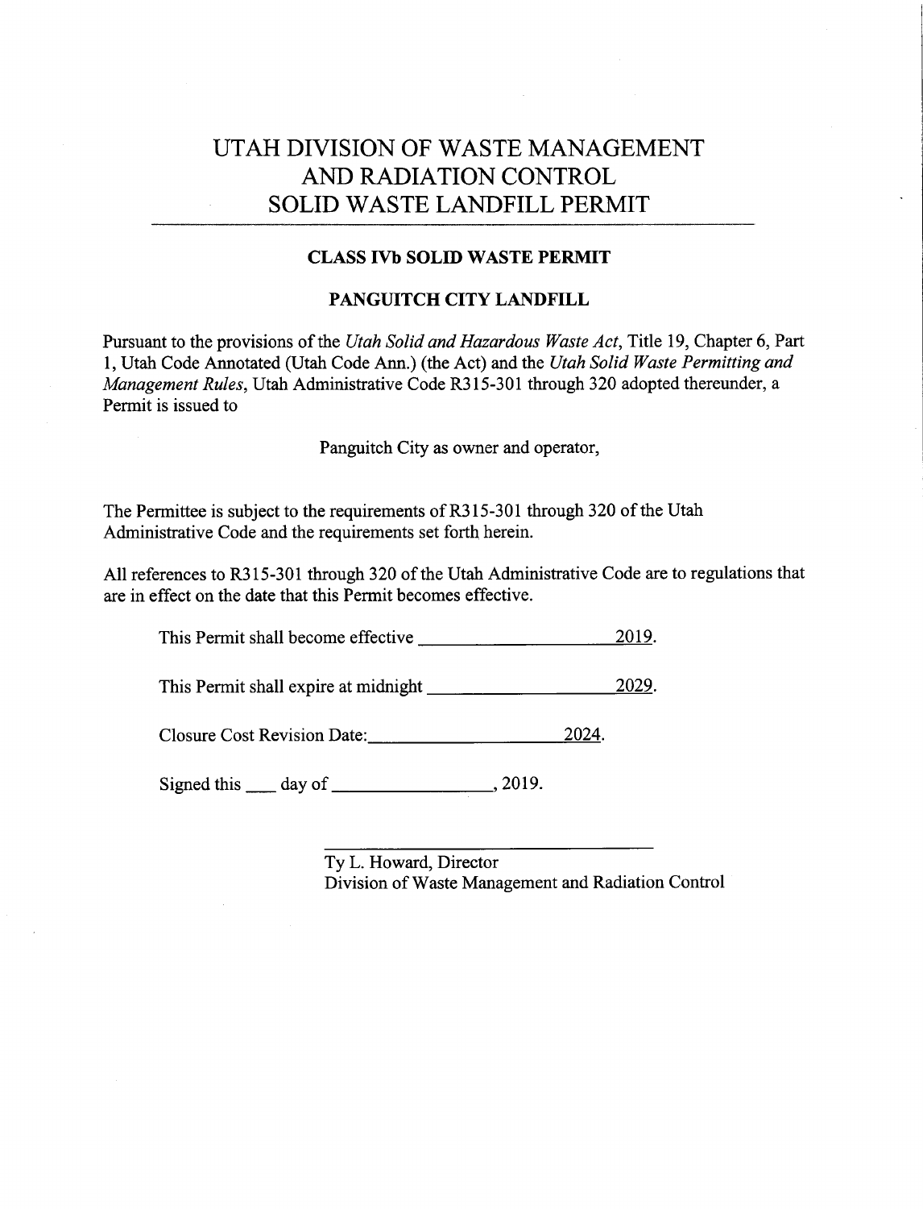# UTAH DIVISION OF WASTE MANAGEMENT AND RADIATION CONTROL SOLID WASTE LANDFILL PERMIT

## CLASS IVb SOLID WASTE PERMIT

## PANGUITCH CITY LANDFILL

Pursuant to the provisions of the *Utah Solid and Hazardous Waste Act*, Title 19, Chapter 6, Part 1, Utah Code Annotated (Utah Code Ann.) (the Act) and the *Utah Solid Waste Permitting and Management Rules*, Utah Administrative Code R315-301 through 320 adopted thereunder, a Permit is issued to

Panguitch City as owner and operator,

The Permittee is subject to the requirements of R315-301 through 320 of the Utah Administrative Code and the requirements set forth herein.

All references to R315-301 through 320 of the Utah Administrative Code are to regulations that are in effect on the date that this Permit becomes effective.

This Permit shall become effective ____________________ 2019.

This Permit shall expire at midnight ____________________ 2029.

Closure Cost Revision Date: ____________________ 2024.

Signed this ___ day of ________________, 2019.

______________________________

Ty L. Howard, Director
Division of Waste Management and Radiation Control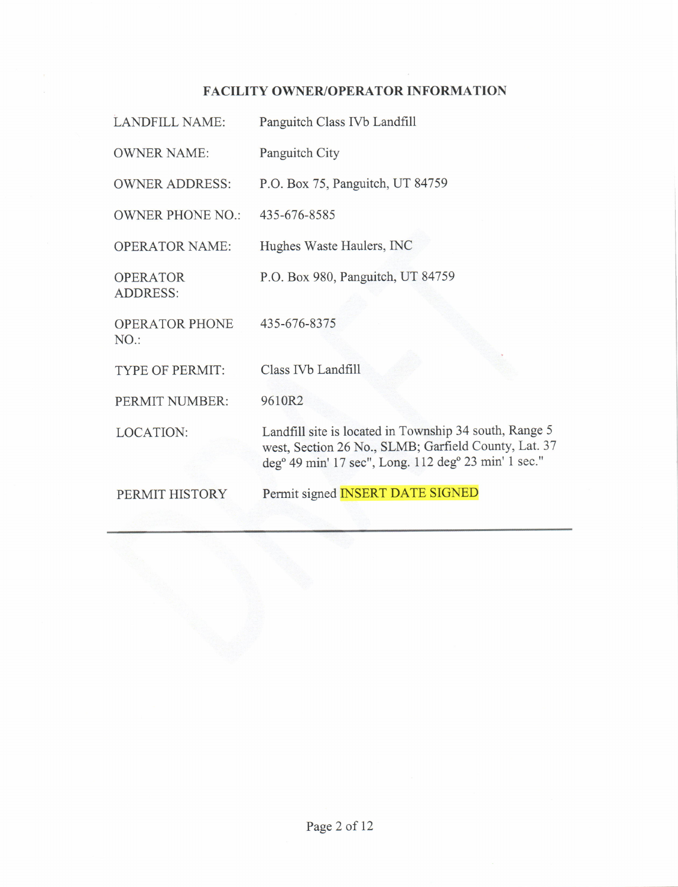## FACILITY OWNER/OPERATOR INFORMATION

| | |
|---|---|
| LANDFILL NAME: | Panguitch Class IVb Landfill |
| OWNER NAME: | Panguitch City |
| OWNER ADDRESS: | P.O. Box 75, Panguitch, UT 84759 |
| OWNER PHONE NO.: | 435-676-8585 |
| OPERATOR NAME: | Hughes Waste Haulers, INC |
| OPERATOR ADDRESS: | P.O. Box 980, Panguitch, UT 84759 |
| OPERATOR PHONE NO.: | 435-676-8375 |
| TYPE OF PERMIT: | Class IVb Landfill |
| PERMIT NUMBER: | 9610R2 |
| LOCATION: | Landfill site is located in Township 34 south, Range 5 west, Section 26 No., SLMB; Garfield County, Lat. 37 deg° 49 min' 17 sec", Long. 112 deg° 23 min' 1 sec." |
| PERMIT HISTORY | Permit signed INSERT DATE SIGNED |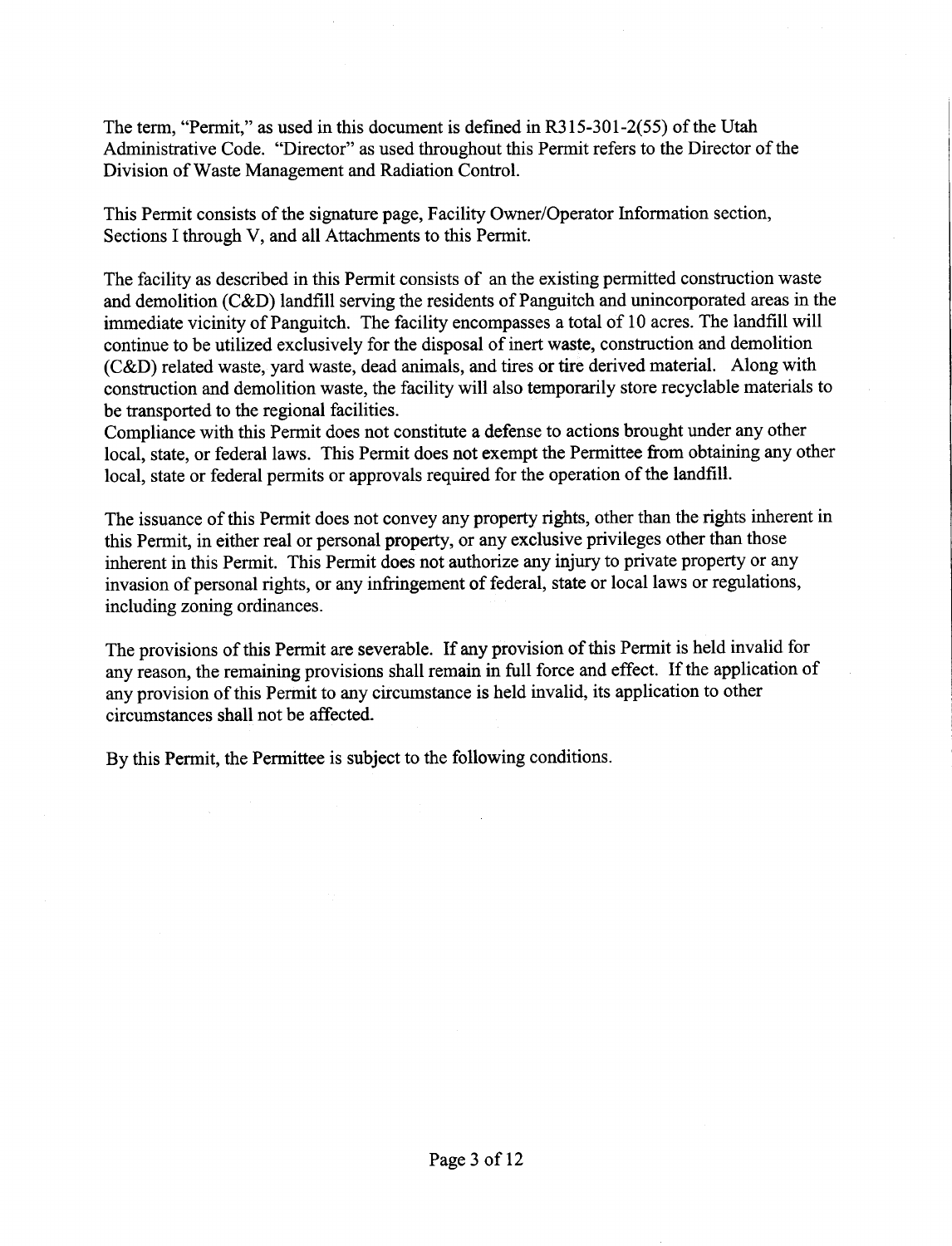The term, "Permit," as used in this document is defined in R315-301-2(55) of the Utah Administrative Code. "Director" as used throughout this Permit refers to the Director of the Division of Waste Management and Radiation Control.

This Permit consists of the signature page, Facility Owner/Operator Information section, Sections I through V, and all Attachments to this Permit.

The facility as described in this Permit consists of an the existing permitted construction waste and demolition (C&D) landfill serving the residents of Panguitch and unincorporated areas in the immediate vicinity of Panguitch. The facility encompasses a total of 10 acres. The landfill will continue to be utilized exclusively for the disposal of inert waste, construction and demolition (C&D) related waste, yard waste, dead animals, and tires or tire derived material. Along with construction and demolition waste, the facility will also temporarily store recyclable materials to be transported to the regional facilities.
Compliance with this Permit does not constitute a defense to actions brought under any other local, state, or federal laws. This Permit does not exempt the Permittee from obtaining any other local, state or federal permits or approvals required for the operation of the landfill.

The issuance of this Permit does not convey any property rights, other than the rights inherent in this Permit, in either real or personal property, or any exclusive privileges other than those inherent in this Permit. This Permit does not authorize any injury to private property or any invasion of personal rights, or any infringement of federal, state or local laws or regulations, including zoning ordinances.

The provisions of this Permit are severable. If any provision of this Permit is held invalid for any reason, the remaining provisions shall remain in full force and effect. If the application of any provision of this Permit to any circumstance is held invalid, its application to other circumstances shall not be affected.

By this Permit, the Permittee is subject to the following conditions.